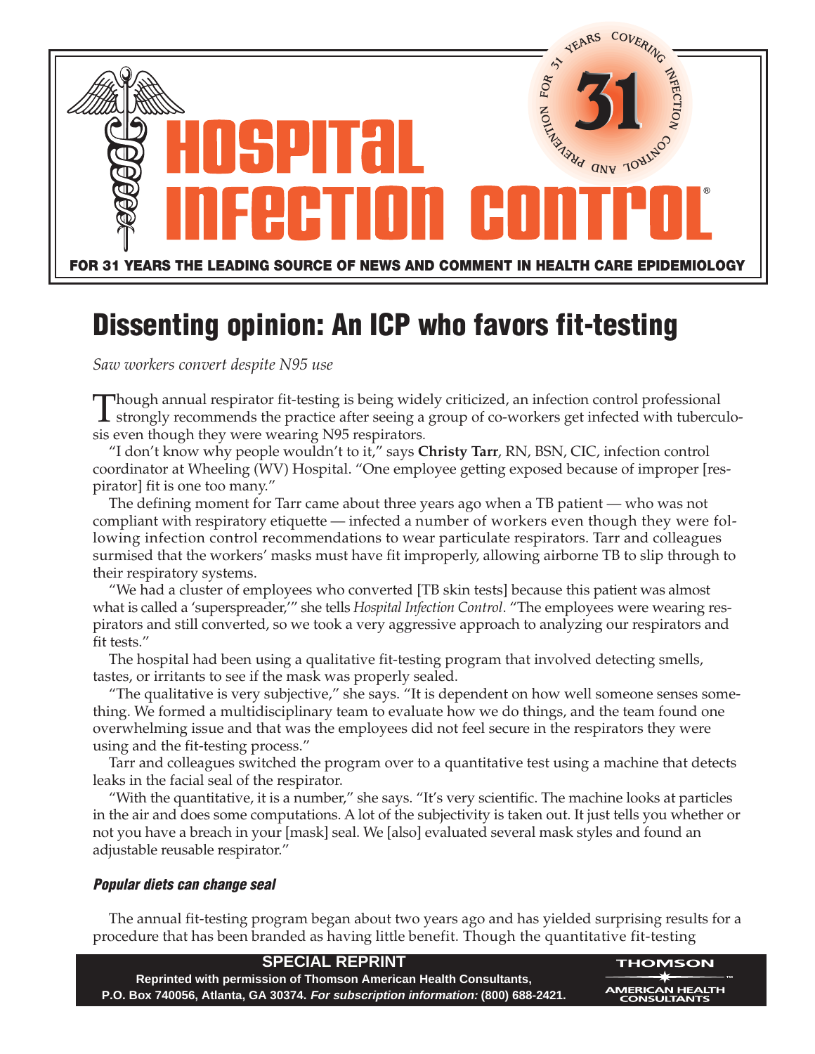# HOSPITAL INFECTION CONTROL®

FOR 31 YEARS THE LEADING SOURCE OF NEWS AND COMMENT IN HEALTH CARE EPIDEMIOLOGY

## Dissenting opinion: An ICP who favors fit-testing

*Saw workers convert despite N95 use*

Though annual respirator fit-testing is being widely criticized, an infection control professional strongly recommends the practice after seeing a group of co-workers get infected with tuberculosis even though they were wearing N95 respirators.

"I don't know why people wouldn't to it," says **Christy Tarr**, RN, BSN, CIC, infection control coordinator at Wheeling (WV) Hospital. "One employee getting exposed because of improper [respirator] fit is one too many."

The defining moment for Tarr came about three years ago when a TB patient — who was not compliant with respiratory etiquette — infected a number of workers even though they were following infection control recommendations to wear particulate respirators. Tarr and colleagues surmised that the workers' masks must have fit improperly, allowing airborne TB to slip through to their respiratory systems.

"We had a cluster of employees who converted [TB skin tests] because this patient was almost what is called a 'superspreader,'" she tells *Hospital Infection Control*. "The employees were wearing respirators and still converted, so we took a very aggressive approach to analyzing our respirators and fit tests."

The hospital had been using a qualitative fit-testing program that involved detecting smells, tastes, or irritants to see if the mask was properly sealed.

"The qualitative is very subjective," she says. "It is dependent on how well someone senses something. We formed a multidisciplinary team to evaluate how we do things, and the team found one overwhelming issue and that was the employees did not feel secure in the respirators they were using and the fit-testing process."

Tarr and colleagues switched the program over to a quantitative test using a machine that detects leaks in the facial seal of the respirator.

"With the quantitative, it is a number," she says. "It's very scientific. The machine looks at particles in the air and does some computations. A lot of the subjectivity is taken out. It just tells you whether or not you have a breach in your [mask] seal. We [also] evaluated several mask styles and found an adjustable reusable respirator."

### *Popular diets can change seal*

The annual fit-testing program began about two years ago and has yielded surprising results for a procedure that has been branded as having little benefit. Though the quantitative fit-testing

**SPECIAL REPRINT**
**Reprinted with permission of Thomson American Health Consultants, P.O. Box 740056, Atlanta, GA 30374. *For subscription information:* (800) 688-2421.**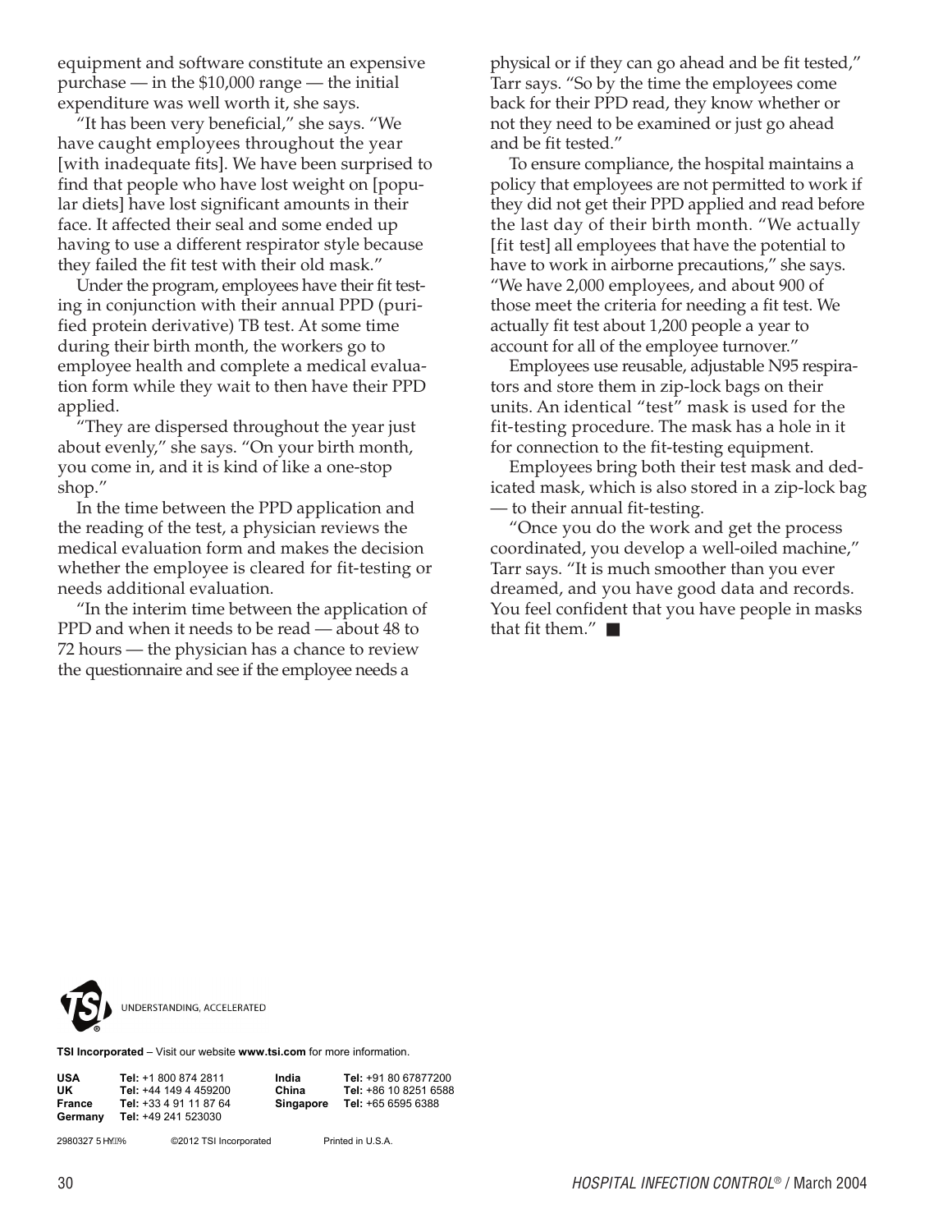equipment and software constitute an expensive purchase — in the $10,000 range — the initial expenditure was well worth it, she says.

"It has been very beneficial," she says. "We have caught employees throughout the year [with inadequate fits]. We have been surprised to find that people who have lost weight on [popular diets] have lost significant amounts in their face. It affected their seal and some ended up having to use a different respirator style because they failed the fit test with their old mask."

Under the program, employees have their fit testing in conjunction with their annual PPD (purified protein derivative) TB test. At some time during their birth month, the workers go to employee health and complete a medical evaluation form while they wait to then have their PPD applied.

"They are dispersed throughout the year just about evenly," she says. "On your birth month, you come in, and it is kind of like a one-stop shop."

In the time between the PPD application and the reading of the test, a physician reviews the medical evaluation form and makes the decision whether the employee is cleared for fit-testing or needs additional evaluation.

"In the interim time between the application of PPD and when it needs to be read — about 48 to 72 hours — the physician has a chance to review the questionnaire and see if the employee needs a physical or if they can go ahead and be fit tested," Tarr says. "So by the time the employees come back for their PPD read, they know whether or not they need to be examined or just go ahead and be fit tested."

To ensure compliance, the hospital maintains a policy that employees are not permitted to work if they did not get their PPD applied and read before the last day of their birth month. "We actually [fit test] all employees that have the potential to have to work in airborne precautions," she says. "We have 2,000 employees, and about 900 of those meet the criteria for needing a fit test. We actually fit test about 1,200 people a year to account for all of the employee turnover."

Employees use reusable, adjustable N95 respirators and store them in zip-lock bags on their units. An identical "test" mask is used for the fit-testing procedure. The mask has a hole in it for connection to the fit-testing equipment.

Employees bring both their test mask and dedicated mask, which is also stored in a zip-lock bag — to their annual fit-testing.

"Once you do the work and get the process coordinated, you develop a well-oiled machine," Tarr says. "It is much smoother than you ever dreamed, and you have good data and records. You feel confident that you have people in masks that fit them." ■

UNDERSTANDING, ACCELERATED

**TSI Incorporated** – Visit our website **www.tsi.com** for more information.

| | | | |
|---|---|---|---|
| **USA** | **Tel:** +1 800 874 2811 | **India** | **Tel:** +91 80 67877200 |
| **UK** | **Tel:** +44 149 4 459200 | **China** | **Tel:** +86 10 8251 6588 |
| **France** | **Tel:** +33 4 91 11 87 64 | **Singapore** | **Tel:** +65 6595 6388 |
| **Germany** | **Tel:** +49 241 523030 | | |

2980327 Rev. B ©2012 TSI Incorporated Printed in U.S.A.